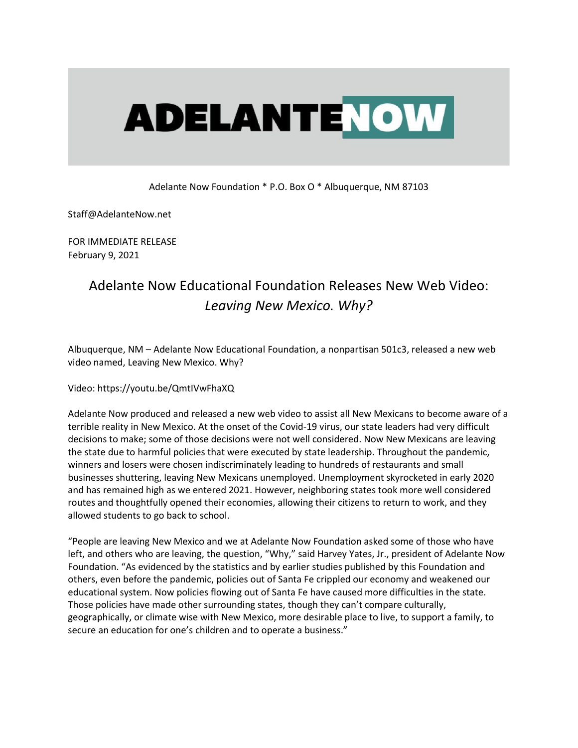# ADELANTE NOW

Adelante Now Foundation * P.O. Box O * Albuquerque, NM 87103

Staff@AdelanteNow.net

FOR IMMEDIATE RELEASE
February 9, 2021

## Adelante Now Educational Foundation Releases New Web Video: *Leaving New Mexico. Why?*

Albuquerque, NM – Adelante Now Educational Foundation, a nonpartisan 501c3, released a new web video named, Leaving New Mexico. Why?

Video: https://youtu.be/QmtIVwFhaXQ

Adelante Now produced and released a new web video to assist all New Mexicans to become aware of a terrible reality in New Mexico. At the onset of the Covid-19 virus, our state leaders had very difficult decisions to make; some of those decisions were not well considered. Now New Mexicans are leaving the state due to harmful policies that were executed by state leadership. Throughout the pandemic, winners and losers were chosen indiscriminately leading to hundreds of restaurants and small businesses shuttering, leaving New Mexicans unemployed. Unemployment skyrocketed in early 2020 and has remained high as we entered 2021. However, neighboring states took more well considered routes and thoughtfully opened their economies, allowing their citizens to return to work, and they allowed students to go back to school.

"People are leaving New Mexico and we at Adelante Now Foundation asked some of those who have left, and others who are leaving, the question, "Why," said Harvey Yates, Jr., president of Adelante Now Foundation. "As evidenced by the statistics and by earlier studies published by this Foundation and others, even before the pandemic, policies out of Santa Fe crippled our economy and weakened our educational system. Now policies flowing out of Santa Fe have caused more difficulties in the state. Those policies have made other surrounding states, though they can't compare culturally, geographically, or climate wise with New Mexico, more desirable place to live, to support a family, to secure an education for one's children and to operate a business."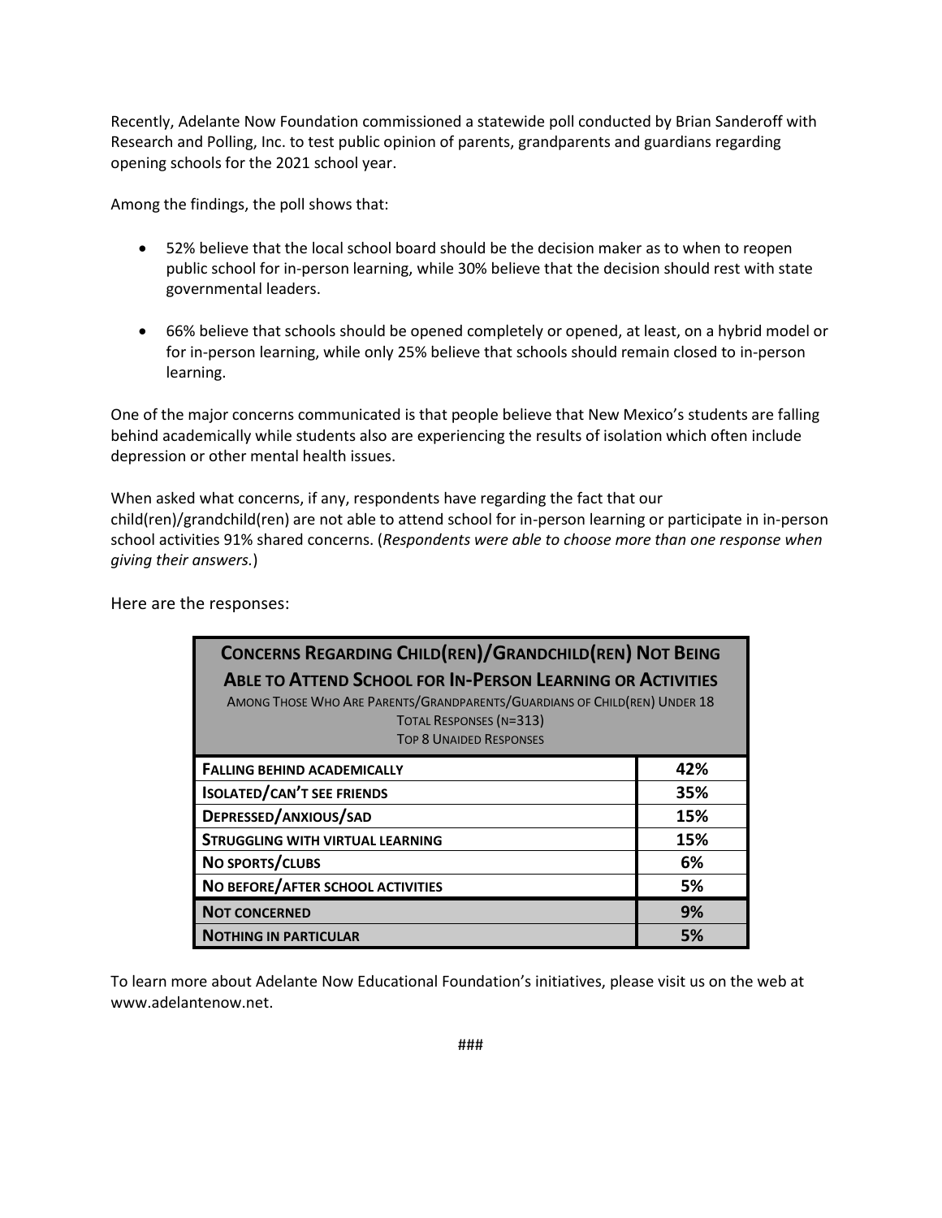Recently, Adelante Now Foundation commissioned a statewide poll conducted by Brian Sanderoff with Research and Polling, Inc. to test public opinion of parents, grandparents and guardians regarding opening schools for the 2021 school year.

Among the findings, the poll shows that:

- 52% believe that the local school board should be the decision maker as to when to reopen public school for in-person learning, while 30% believe that the decision should rest with state governmental leaders.
- 66% believe that schools should be opened completely or opened, at least, on a hybrid model or for in-person learning, while only 25% believe that schools should remain closed to in-person learning.

One of the major concerns communicated is that people believe that New Mexico's students are falling behind academically while students also are experiencing the results of isolation which often include depression or other mental health issues.

When asked what concerns, if any, respondents have regarding the fact that our child(ren)/grandchild(ren) are not able to attend school for in-person learning or participate in in-person school activities 91% shared concerns. (*Respondents were able to choose more than one response when giving their answers.*)

Here are the responses:

| **CONCERNS REGARDING CHILD(REN)/GRANDCHILD(REN) NOT BEING ABLE TO ATTEND SCHOOL FOR IN-PERSON LEARNING OR ACTIVITIES**<br>AMONG THOSE WHO ARE PARENTS/GRANDPARENTS/GUARDIANS OF CHILD(REN) UNDER 18<br>TOTAL RESPONSES (N=313)<br>TOP 8 UNAIDED RESPONSES | |
|---|---|
| **FALLING BEHIND ACADEMICALLY** | **42%** |
| **ISOLATED/CAN'T SEE FRIENDS** | **35%** |
| **DEPRESSED/ANXIOUS/SAD** | **15%** |
| **STRUGGLING WITH VIRTUAL LEARNING** | **15%** |
| **NO SPORTS/CLUBS** | **6%** |
| **NO BEFORE/AFTER SCHOOL ACTIVITIES** | **5%** |
| **NOT CONCERNED** | **9%** |
| **NOTHING IN PARTICULAR** | **5%** |

To learn more about Adelante Now Educational Foundation's initiatives, please visit us on the web at www.adelantenow.net.

###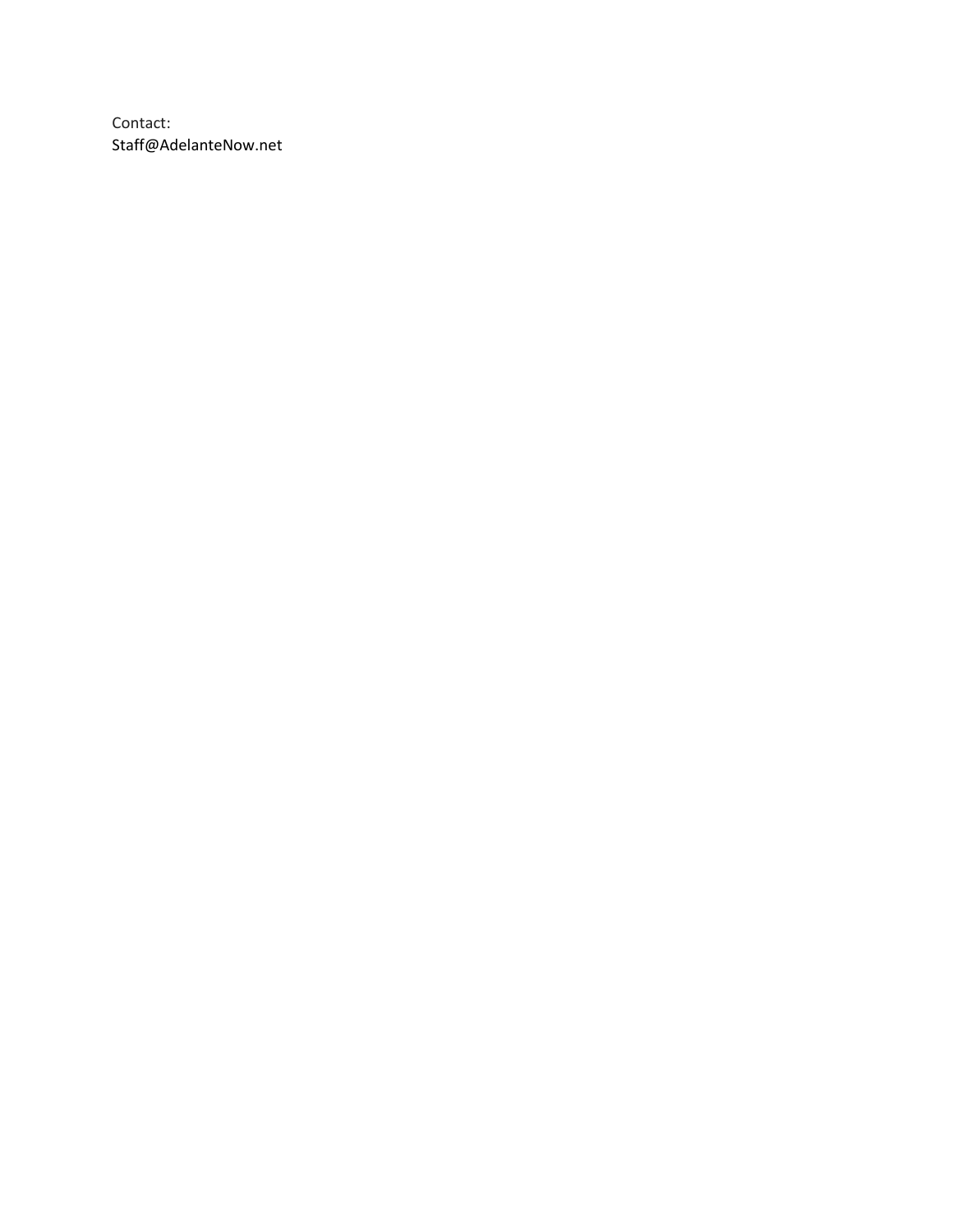Contact:
Staff@AdelanteNow.net